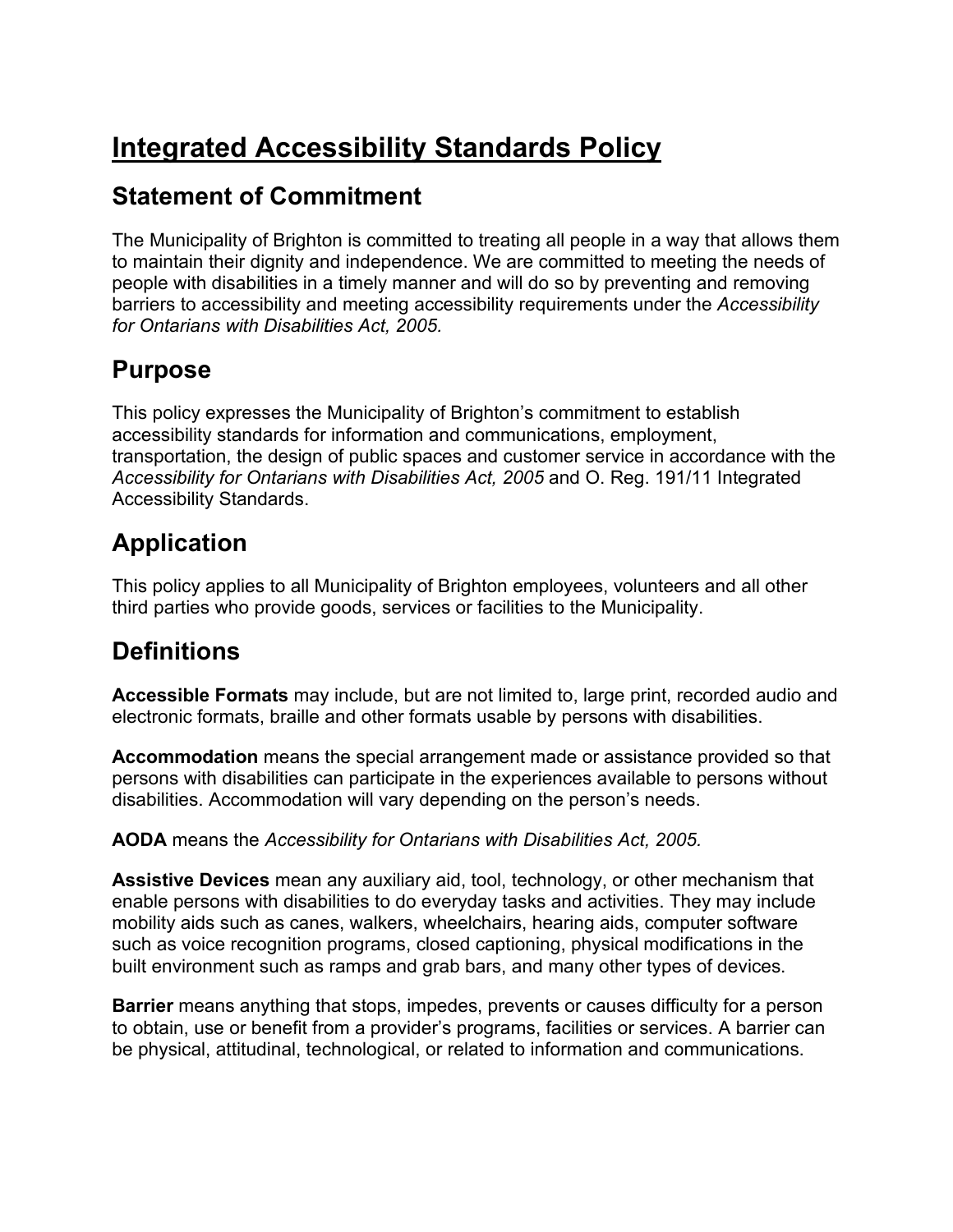# Integrated Accessibility Standards Policy

## Statement of Commitment

The Municipality of Brighton is committed to treating all people in a way that allows them to maintain their dignity and independence. We are committed to meeting the needs of people with disabilities in a timely manner and will do so by preventing and removing barriers to accessibility and meeting accessibility requirements under the *Accessibility for Ontarians with Disabilities Act, 2005.*

## Purpose

This policy expresses the Municipality of Brighton's commitment to establish accessibility standards for information and communications, employment, transportation, the design of public spaces and customer service in accordance with the *Accessibility for Ontarians with Disabilities Act, 2005* and O. Reg. 191/11 Integrated Accessibility Standards.

## Application

This policy applies to all Municipality of Brighton employees, volunteers and all other third parties who provide goods, services or facilities to the Municipality.

## Definitions

**Accessible Formats** may include, but are not limited to, large print, recorded audio and electronic formats, braille and other formats usable by persons with disabilities.

**Accommodation** means the special arrangement made or assistance provided so that persons with disabilities can participate in the experiences available to persons without disabilities. Accommodation will vary depending on the person's needs.

**AODA** means the *Accessibility for Ontarians with Disabilities Act, 2005.*

**Assistive Devices** mean any auxiliary aid, tool, technology, or other mechanism that enable persons with disabilities to do everyday tasks and activities. They may include mobility aids such as canes, walkers, wheelchairs, hearing aids, computer software such as voice recognition programs, closed captioning, physical modifications in the built environment such as ramps and grab bars, and many other types of devices.

**Barrier** means anything that stops, impedes, prevents or causes difficulty for a person to obtain, use or benefit from a provider's programs, facilities or services. A barrier can be physical, attitudinal, technological, or related to information and communications.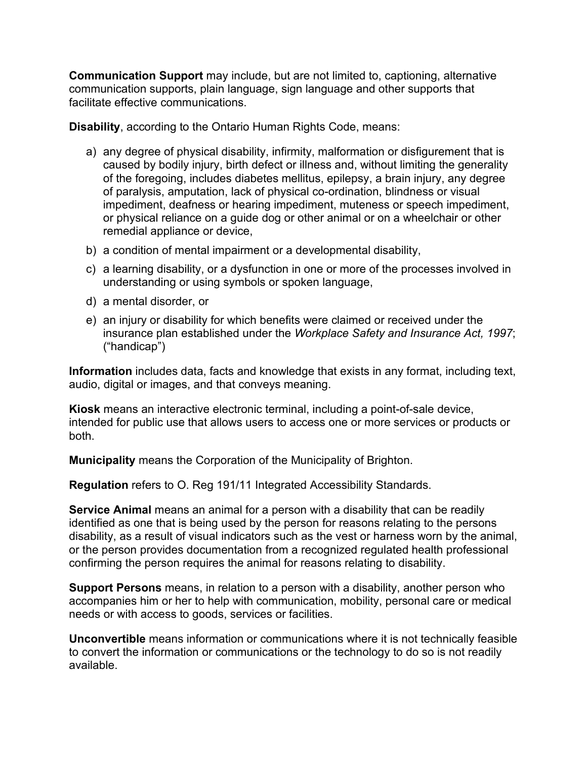**Communication Support** may include, but are not limited to, captioning, alternative communication supports, plain language, sign language and other supports that facilitate effective communications.

**Disability**, according to the Ontario Human Rights Code, means:

a) any degree of physical disability, infirmity, malformation or disfigurement that is caused by bodily injury, birth defect or illness and, without limiting the generality of the foregoing, includes diabetes mellitus, epilepsy, a brain injury, any degree of paralysis, amputation, lack of physical co-ordination, blindness or visual impediment, deafness or hearing impediment, muteness or speech impediment, or physical reliance on a guide dog or other animal or on a wheelchair or other remedial appliance or device,

b) a condition of mental impairment or a developmental disability,

c) a learning disability, or a dysfunction in one or more of the processes involved in understanding or using symbols or spoken language,

d) a mental disorder, or

e) an injury or disability for which benefits were claimed or received under the insurance plan established under the *Workplace Safety and Insurance Act, 1997*; ("handicap")

**Information** includes data, facts and knowledge that exists in any format, including text, audio, digital or images, and that conveys meaning.

**Kiosk** means an interactive electronic terminal, including a point-of-sale device, intended for public use that allows users to access one or more services or products or both.

**Municipality** means the Corporation of the Municipality of Brighton.

**Regulation** refers to O. Reg 191/11 Integrated Accessibility Standards.

**Service Animal** means an animal for a person with a disability that can be readily identified as one that is being used by the person for reasons relating to the persons disability, as a result of visual indicators such as the vest or harness worn by the animal, or the person provides documentation from a recognized regulated health professional confirming the person requires the animal for reasons relating to disability.

**Support Persons** means, in relation to a person with a disability, another person who accompanies him or her to help with communication, mobility, personal care or medical needs or with access to goods, services or facilities.

**Unconvertible** means information or communications where it is not technically feasible to convert the information or communications or the technology to do so is not readily available.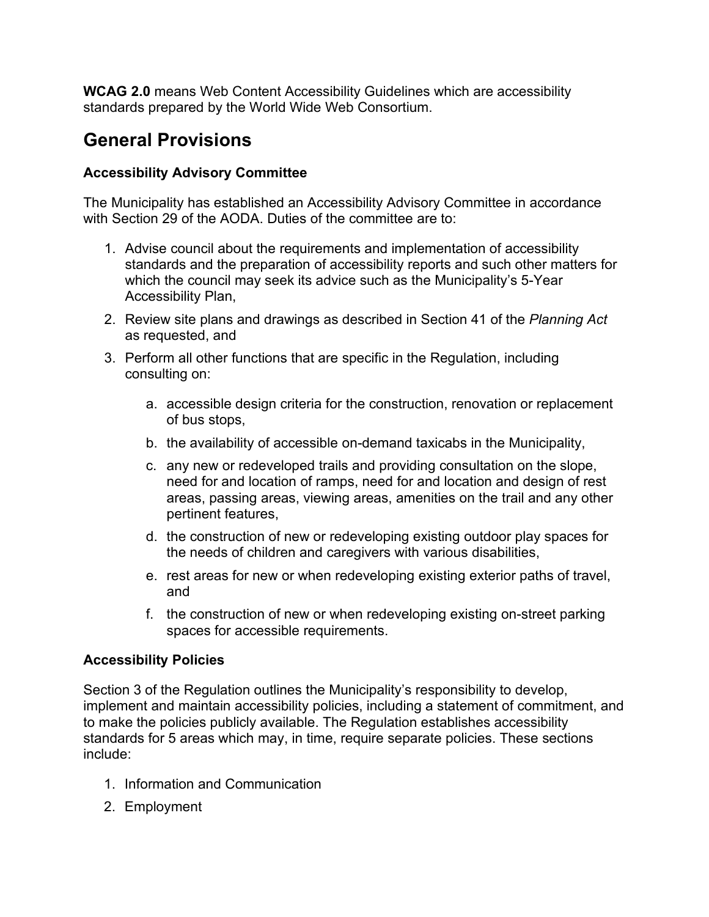**WCAG 2.0** means Web Content Accessibility Guidelines which are accessibility standards prepared by the World Wide Web Consortium.

## General Provisions

### Accessibility Advisory Committee

The Municipality has established an Accessibility Advisory Committee in accordance with Section 29 of the AODA. Duties of the committee are to:

1. Advise council about the requirements and implementation of accessibility standards and the preparation of accessibility reports and such other matters for which the council may seek its advice such as the Municipality's 5-Year Accessibility Plan,
2. Review site plans and drawings as described in Section 41 of the *Planning Act* as requested, and
3. Perform all other functions that are specific in the Regulation, including consulting on:
    a. accessible design criteria for the construction, renovation or replacement of bus stops,
    b. the availability of accessible on-demand taxicabs in the Municipality,
    c. any new or redeveloped trails and providing consultation on the slope, need for and location of ramps, need for and location and design of rest areas, passing areas, viewing areas, amenities on the trail and any other pertinent features,
    d. the construction of new or redeveloping existing outdoor play spaces for the needs of children and caregivers with various disabilities,
    e. rest areas for new or when redeveloping existing exterior paths of travel, and
    f. the construction of new or when redeveloping existing on-street parking spaces for accessible requirements.

### Accessibility Policies

Section 3 of the Regulation outlines the Municipality's responsibility to develop, implement and maintain accessibility policies, including a statement of commitment, and to make the policies publicly available. The Regulation establishes accessibility standards for 5 areas which may, in time, require separate policies. These sections include:

1. Information and Communication
2. Employment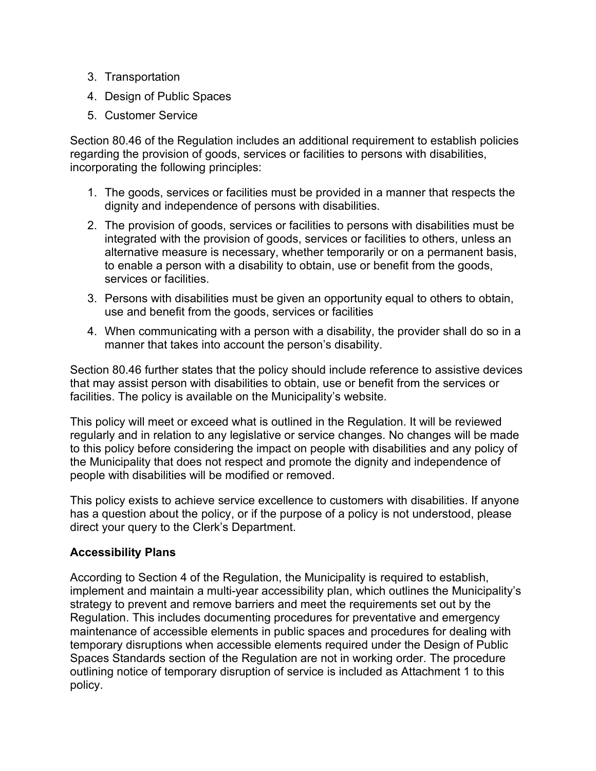3. Transportation
4. Design of Public Spaces
5. Customer Service

Section 80.46 of the Regulation includes an additional requirement to establish policies regarding the provision of goods, services or facilities to persons with disabilities, incorporating the following principles:

1. The goods, services or facilities must be provided in a manner that respects the dignity and independence of persons with disabilities.
2. The provision of goods, services or facilities to persons with disabilities must be integrated with the provision of goods, services or facilities to others, unless an alternative measure is necessary, whether temporarily or on a permanent basis, to enable a person with a disability to obtain, use or benefit from the goods, services or facilities.
3. Persons with disabilities must be given an opportunity equal to others to obtain, use and benefit from the goods, services or facilities
4. When communicating with a person with a disability, the provider shall do so in a manner that takes into account the person's disability.

Section 80.46 further states that the policy should include reference to assistive devices that may assist person with disabilities to obtain, use or benefit from the services or facilities. The policy is available on the Municipality's website.

This policy will meet or exceed what is outlined in the Regulation. It will be reviewed regularly and in relation to any legislative or service changes. No changes will be made to this policy before considering the impact on people with disabilities and any policy of the Municipality that does not respect and promote the dignity and independence of people with disabilities will be modified or removed.

This policy exists to achieve service excellence to customers with disabilities. If anyone has a question about the policy, or if the purpose of a policy is not understood, please direct your query to the Clerk's Department.

**Accessibility Plans**

According to Section 4 of the Regulation, the Municipality is required to establish, implement and maintain a multi-year accessibility plan, which outlines the Municipality's strategy to prevent and remove barriers and meet the requirements set out by the Regulation. This includes documenting procedures for preventative and emergency maintenance of accessible elements in public spaces and procedures for dealing with temporary disruptions when accessible elements required under the Design of Public Spaces Standards section of the Regulation are not in working order. The procedure outlining notice of temporary disruption of service is included as Attachment 1 to this policy.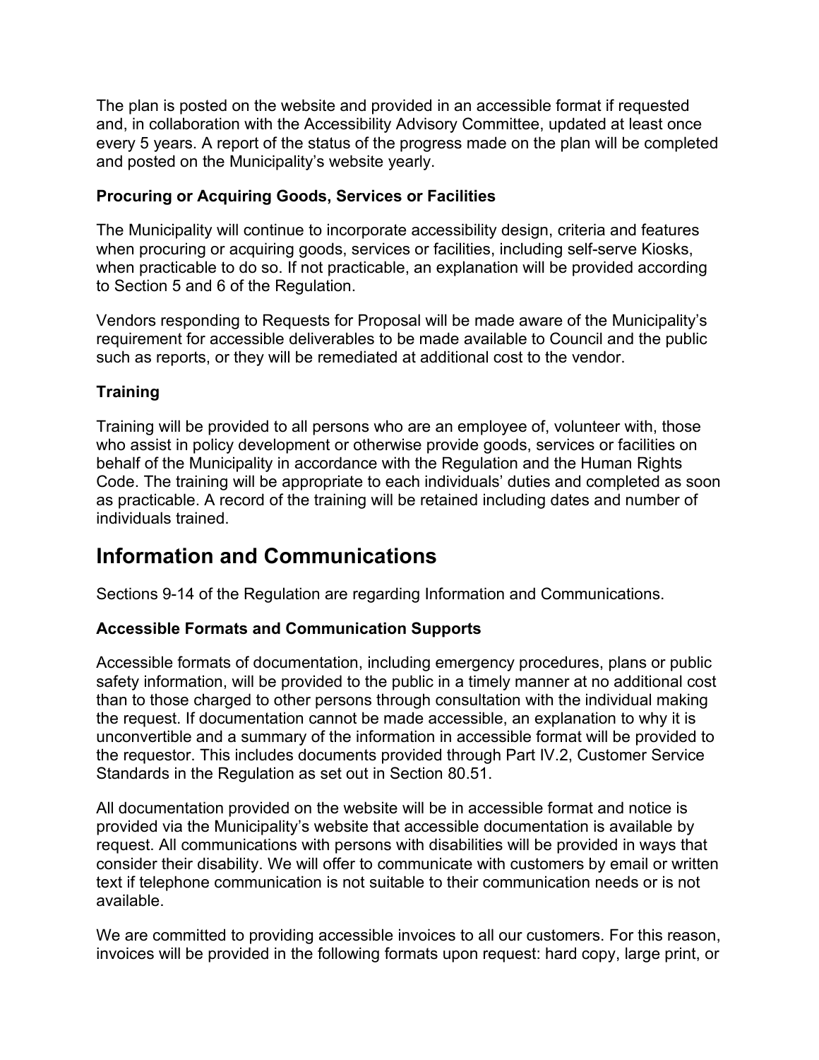The plan is posted on the website and provided in an accessible format if requested and, in collaboration with the Accessibility Advisory Committee, updated at least once every 5 years. A report of the status of the progress made on the plan will be completed and posted on the Municipality's website yearly.

### Procuring or Acquiring Goods, Services or Facilities

The Municipality will continue to incorporate accessibility design, criteria and features when procuring or acquiring goods, services or facilities, including self-serve Kiosks, when practicable to do so. If not practicable, an explanation will be provided according to Section 5 and 6 of the Regulation.

Vendors responding to Requests for Proposal will be made aware of the Municipality's requirement for accessible deliverables to be made available to Council and the public such as reports, or they will be remediated at additional cost to the vendor.

### Training

Training will be provided to all persons who are an employee of, volunteer with, those who assist in policy development or otherwise provide goods, services or facilities on behalf of the Municipality in accordance with the Regulation and the Human Rights Code. The training will be appropriate to each individuals' duties and completed as soon as practicable. A record of the training will be retained including dates and number of individuals trained.

## Information and Communications

Sections 9-14 of the Regulation are regarding Information and Communications.

### Accessible Formats and Communication Supports

Accessible formats of documentation, including emergency procedures, plans or public safety information, will be provided to the public in a timely manner at no additional cost than to those charged to other persons through consultation with the individual making the request. If documentation cannot be made accessible, an explanation to why it is unconvertible and a summary of the information in accessible format will be provided to the requestor. This includes documents provided through Part IV.2, Customer Service Standards in the Regulation as set out in Section 80.51.

All documentation provided on the website will be in accessible format and notice is provided via the Municipality's website that accessible documentation is available by request. All communications with persons with disabilities will be provided in ways that consider their disability. We will offer to communicate with customers by email or written text if telephone communication is not suitable to their communication needs or is not available.

We are committed to providing accessible invoices to all our customers. For this reason, invoices will be provided in the following formats upon request: hard copy, large print, or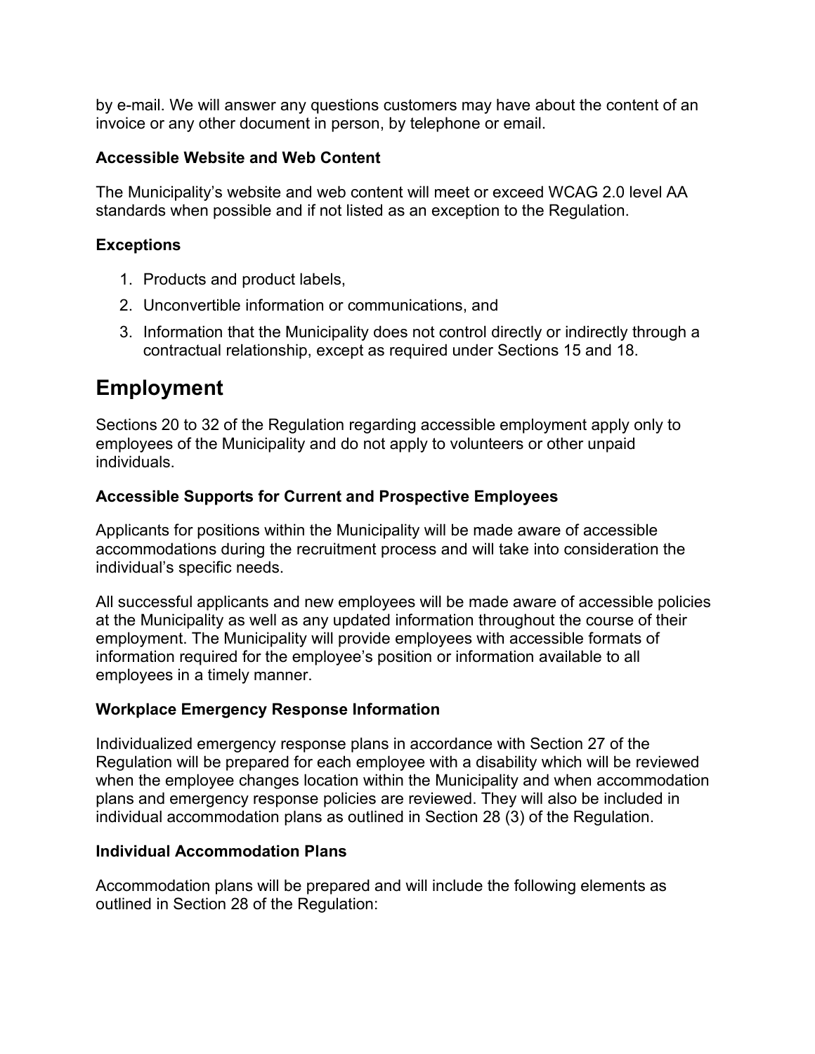by e-mail. We will answer any questions customers may have about the content of an invoice or any other document in person, by telephone or email.

### Accessible Website and Web Content

The Municipality's website and web content will meet or exceed WCAG 2.0 level AA standards when possible and if not listed as an exception to the Regulation.

### Exceptions

1. Products and product labels,
2. Unconvertible information or communications, and
3. Information that the Municipality does not control directly or indirectly through a contractual relationship, except as required under Sections 15 and 18.

# Employment

Sections 20 to 32 of the Regulation regarding accessible employment apply only to employees of the Municipality and do not apply to volunteers or other unpaid individuals.

### Accessible Supports for Current and Prospective Employees

Applicants for positions within the Municipality will be made aware of accessible accommodations during the recruitment process and will take into consideration the individual's specific needs.

All successful applicants and new employees will be made aware of accessible policies at the Municipality as well as any updated information throughout the course of their employment. The Municipality will provide employees with accessible formats of information required for the employee's position or information available to all employees in a timely manner.

### Workplace Emergency Response Information

Individualized emergency response plans in accordance with Section 27 of the Regulation will be prepared for each employee with a disability which will be reviewed when the employee changes location within the Municipality and when accommodation plans and emergency response policies are reviewed. They will also be included in individual accommodation plans as outlined in Section 28 (3) of the Regulation.

### Individual Accommodation Plans

Accommodation plans will be prepared and will include the following elements as outlined in Section 28 of the Regulation: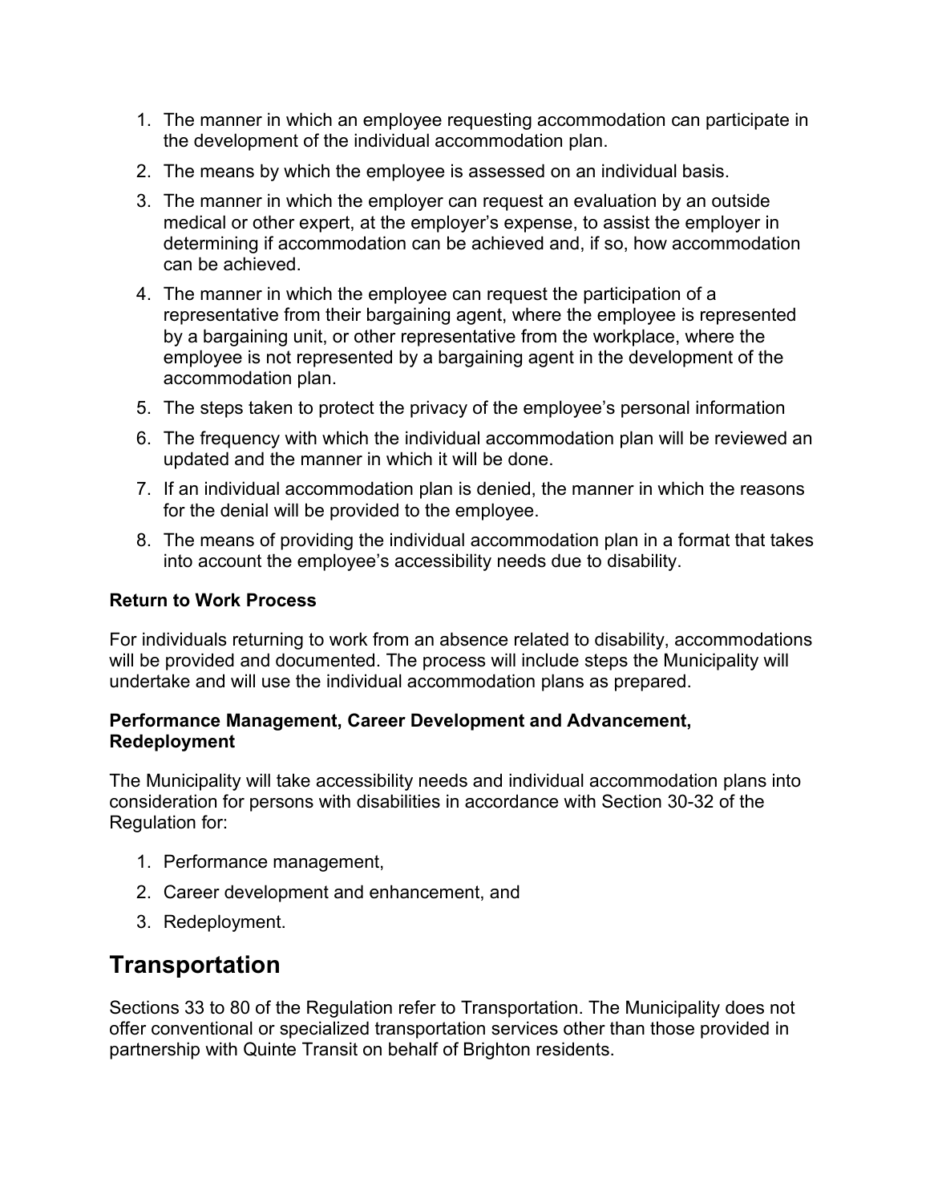1. The manner in which an employee requesting accommodation can participate in the development of the individual accommodation plan.
2. The means by which the employee is assessed on an individual basis.
3. The manner in which the employer can request an evaluation by an outside medical or other expert, at the employer's expense, to assist the employer in determining if accommodation can be achieved and, if so, how accommodation can be achieved.
4. The manner in which the employee can request the participation of a representative from their bargaining agent, where the employee is represented by a bargaining unit, or other representative from the workplace, where the employee is not represented by a bargaining agent in the development of the accommodation plan.
5. The steps taken to protect the privacy of the employee's personal information
6. The frequency with which the individual accommodation plan will be reviewed an updated and the manner in which it will be done.
7. If an individual accommodation plan is denied, the manner in which the reasons for the denial will be provided to the employee.
8. The means of providing the individual accommodation plan in a format that takes into account the employee's accessibility needs due to disability.

**Return to Work Process**

For individuals returning to work from an absence related to disability, accommodations will be provided and documented. The process will include steps the Municipality will undertake and will use the individual accommodation plans as prepared.

**Performance Management, Career Development and Advancement, Redeployment**

The Municipality will take accessibility needs and individual accommodation plans into consideration for persons with disabilities in accordance with Section 30-32 of the Regulation for:

1. Performance management,
2. Career development and enhancement, and
3. Redeployment.

## Transportation

Sections 33 to 80 of the Regulation refer to Transportation. The Municipality does not offer conventional or specialized transportation services other than those provided in partnership with Quinte Transit on behalf of Brighton residents.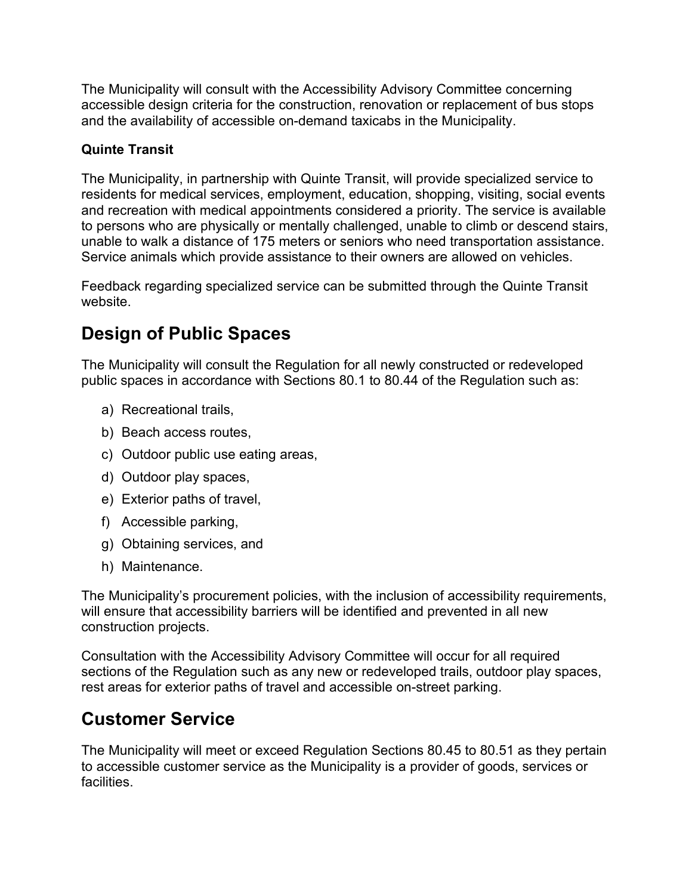The Municipality will consult with the Accessibility Advisory Committee concerning accessible design criteria for the construction, renovation or replacement of bus stops and the availability of accessible on-demand taxicabs in the Municipality.

**Quinte Transit**

The Municipality, in partnership with Quinte Transit, will provide specialized service to residents for medical services, employment, education, shopping, visiting, social events and recreation with medical appointments considered a priority. The service is available to persons who are physically or mentally challenged, unable to climb or descend stairs, unable to walk a distance of 175 meters or seniors who need transportation assistance. Service animals which provide assistance to their owners are allowed on vehicles.

Feedback regarding specialized service can be submitted through the Quinte Transit website.

## Design of Public Spaces

The Municipality will consult the Regulation for all newly constructed or redeveloped public spaces in accordance with Sections 80.1 to 80.44 of the Regulation such as:

a) Recreational trails,

b) Beach access routes,

c) Outdoor public use eating areas,

d) Outdoor play spaces,

e) Exterior paths of travel,

f) Accessible parking,

g) Obtaining services, and

h) Maintenance.

The Municipality's procurement policies, with the inclusion of accessibility requirements, will ensure that accessibility barriers will be identified and prevented in all new construction projects.

Consultation with the Accessibility Advisory Committee will occur for all required sections of the Regulation such as any new or redeveloped trails, outdoor play spaces, rest areas for exterior paths of travel and accessible on-street parking.

## Customer Service

The Municipality will meet or exceed Regulation Sections 80.45 to 80.51 as they pertain to accessible customer service as the Municipality is a provider of goods, services or facilities.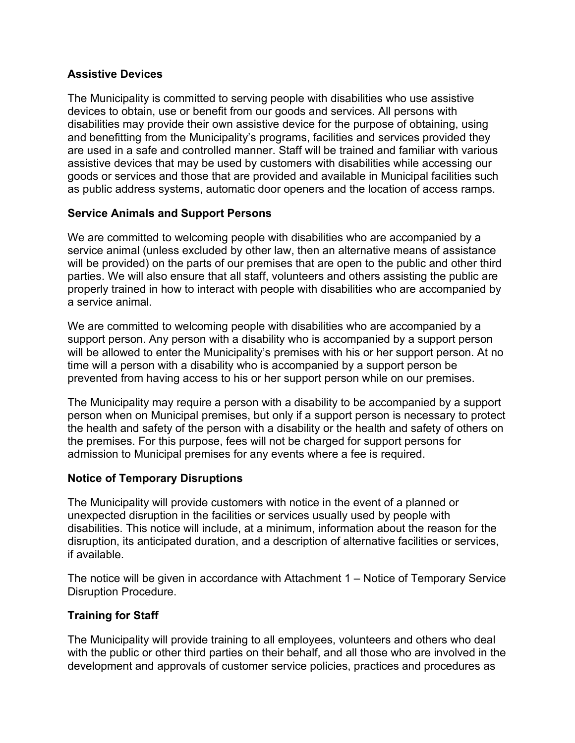## Assistive Devices

The Municipality is committed to serving people with disabilities who use assistive devices to obtain, use or benefit from our goods and services. All persons with disabilities may provide their own assistive device for the purpose of obtaining, using and benefitting from the Municipality's programs, facilities and services provided they are used in a safe and controlled manner. Staff will be trained and familiar with various assistive devices that may be used by customers with disabilities while accessing our goods or services and those that are provided and available in Municipal facilities such as public address systems, automatic door openers and the location of access ramps.

## Service Animals and Support Persons

We are committed to welcoming people with disabilities who are accompanied by a service animal (unless excluded by other law, then an alternative means of assistance will be provided) on the parts of our premises that are open to the public and other third parties. We will also ensure that all staff, volunteers and others assisting the public are properly trained in how to interact with people with disabilities who are accompanied by a service animal.

We are committed to welcoming people with disabilities who are accompanied by a support person. Any person with a disability who is accompanied by a support person will be allowed to enter the Municipality's premises with his or her support person. At no time will a person with a disability who is accompanied by a support person be prevented from having access to his or her support person while on our premises.

The Municipality may require a person with a disability to be accompanied by a support person when on Municipal premises, but only if a support person is necessary to protect the health and safety of the person with a disability or the health and safety of others on the premises. For this purpose, fees will not be charged for support persons for admission to Municipal premises for any events where a fee is required.

## Notice of Temporary Disruptions

The Municipality will provide customers with notice in the event of a planned or unexpected disruption in the facilities or services usually used by people with disabilities. This notice will include, at a minimum, information about the reason for the disruption, its anticipated duration, and a description of alternative facilities or services, if available.

The notice will be given in accordance with Attachment 1 – Notice of Temporary Service Disruption Procedure.

## Training for Staff

The Municipality will provide training to all employees, volunteers and others who deal with the public or other third parties on their behalf, and all those who are involved in the development and approvals of customer service policies, practices and procedures as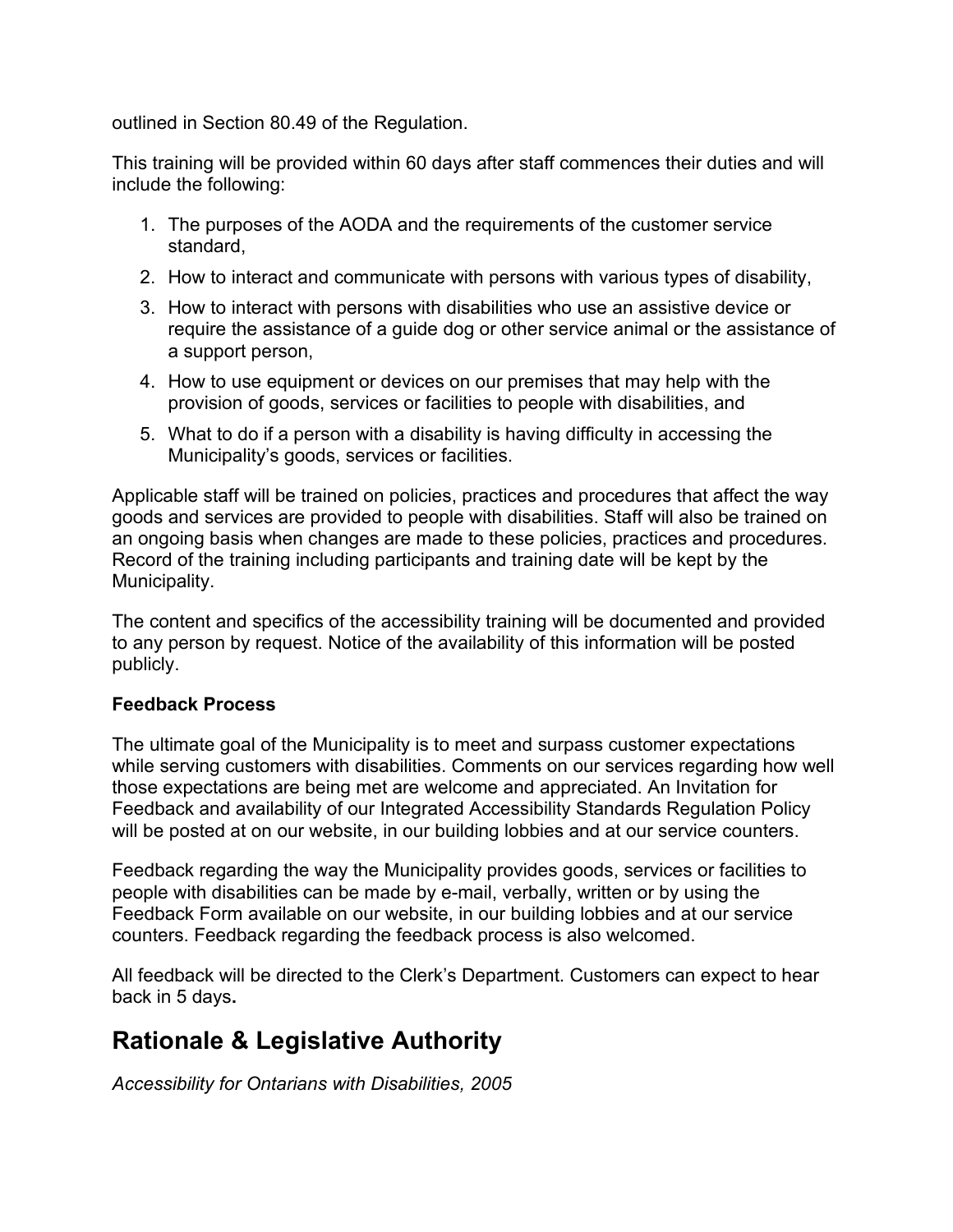outlined in Section 80.49 of the Regulation.

This training will be provided within 60 days after staff commences their duties and will include the following:

1. The purposes of the AODA and the requirements of the customer service standard,
2. How to interact and communicate with persons with various types of disability,
3. How to interact with persons with disabilities who use an assistive device or require the assistance of a guide dog or other service animal or the assistance of a support person,
4. How to use equipment or devices on our premises that may help with the provision of goods, services or facilities to people with disabilities, and
5. What to do if a person with a disability is having difficulty in accessing the Municipality's goods, services or facilities.

Applicable staff will be trained on policies, practices and procedures that affect the way goods and services are provided to people with disabilities. Staff will also be trained on an ongoing basis when changes are made to these policies, practices and procedures. Record of the training including participants and training date will be kept by the Municipality.

The content and specifics of the accessibility training will be documented and provided to any person by request. Notice of the availability of this information will be posted publicly.

**Feedback Process**

The ultimate goal of the Municipality is to meet and surpass customer expectations while serving customers with disabilities. Comments on our services regarding how well those expectations are being met are welcome and appreciated. An Invitation for Feedback and availability of our Integrated Accessibility Standards Regulation Policy will be posted at on our website, in our building lobbies and at our service counters.

Feedback regarding the way the Municipality provides goods, services or facilities to people with disabilities can be made by e-mail, verbally, written or by using the Feedback Form available on our website, in our building lobbies and at our service counters. Feedback regarding the feedback process is also welcomed.

All feedback will be directed to the Clerk's Department. Customers can expect to hear back in 5 days**.**

## Rationale & Legislative Authority

*Accessibility for Ontarians with Disabilities, 2005*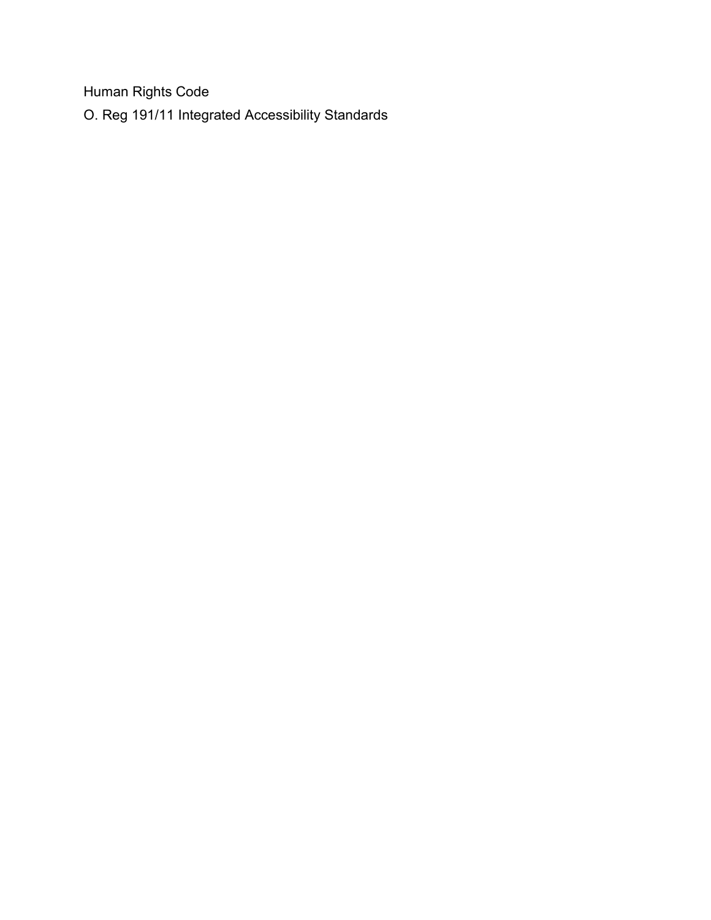Human Rights Code

O. Reg 191/11 Integrated Accessibility Standards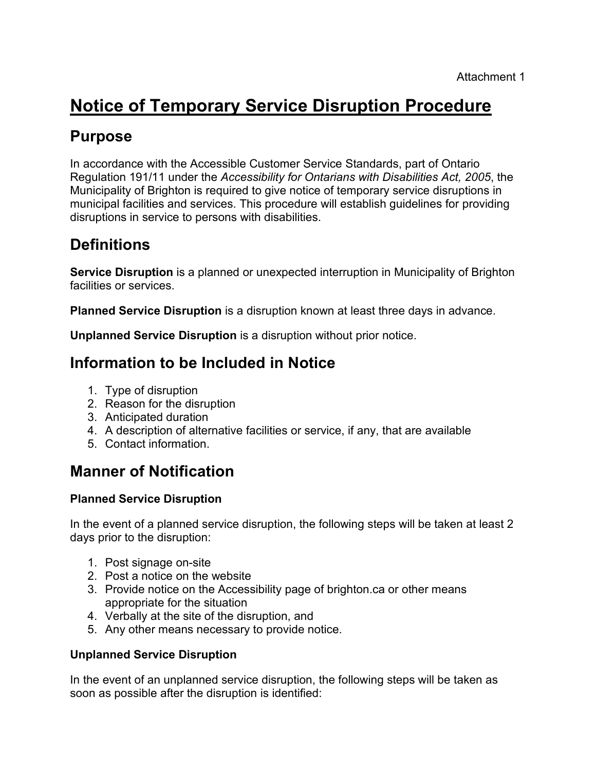Attachment 1

# Notice of Temporary Service Disruption Procedure

## Purpose

In accordance with the Accessible Customer Service Standards, part of Ontario Regulation 191/11 under the *Accessibility for Ontarians with Disabilities Act, 2005*, the Municipality of Brighton is required to give notice of temporary service disruptions in municipal facilities and services. This procedure will establish guidelines for providing disruptions in service to persons with disabilities.

## Definitions

**Service Disruption** is a planned or unexpected interruption in Municipality of Brighton facilities or services.

**Planned Service Disruption** is a disruption known at least three days in advance.

**Unplanned Service Disruption** is a disruption without prior notice.

## Information to be Included in Notice

1. Type of disruption
2. Reason for the disruption
3. Anticipated duration
4. A description of alternative facilities or service, if any, that are available
5. Contact information.

## Manner of Notification

### Planned Service Disruption

In the event of a planned service disruption, the following steps will be taken at least 2 days prior to the disruption:

1. Post signage on-site
2. Post a notice on the website
3. Provide notice on the Accessibility page of brighton.ca or other means appropriate for the situation
4. Verbally at the site of the disruption, and
5. Any other means necessary to provide notice.

### Unplanned Service Disruption

In the event of an unplanned service disruption, the following steps will be taken as soon as possible after the disruption is identified: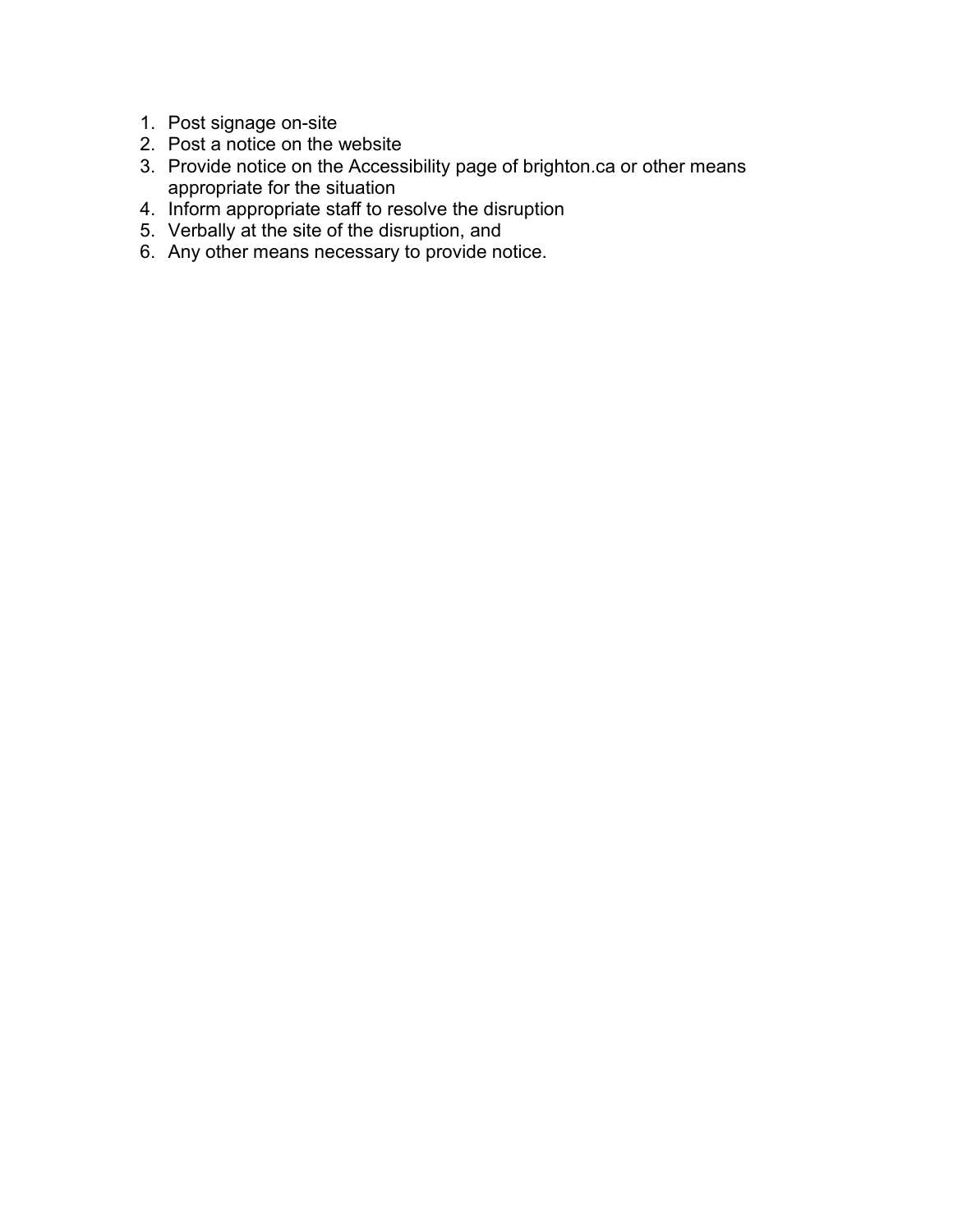1. Post signage on-site
2. Post a notice on the website
3. Provide notice on the Accessibility page of brighton.ca or other means appropriate for the situation
4. Inform appropriate staff to resolve the disruption
5. Verbally at the site of the disruption, and
6. Any other means necessary to provide notice.